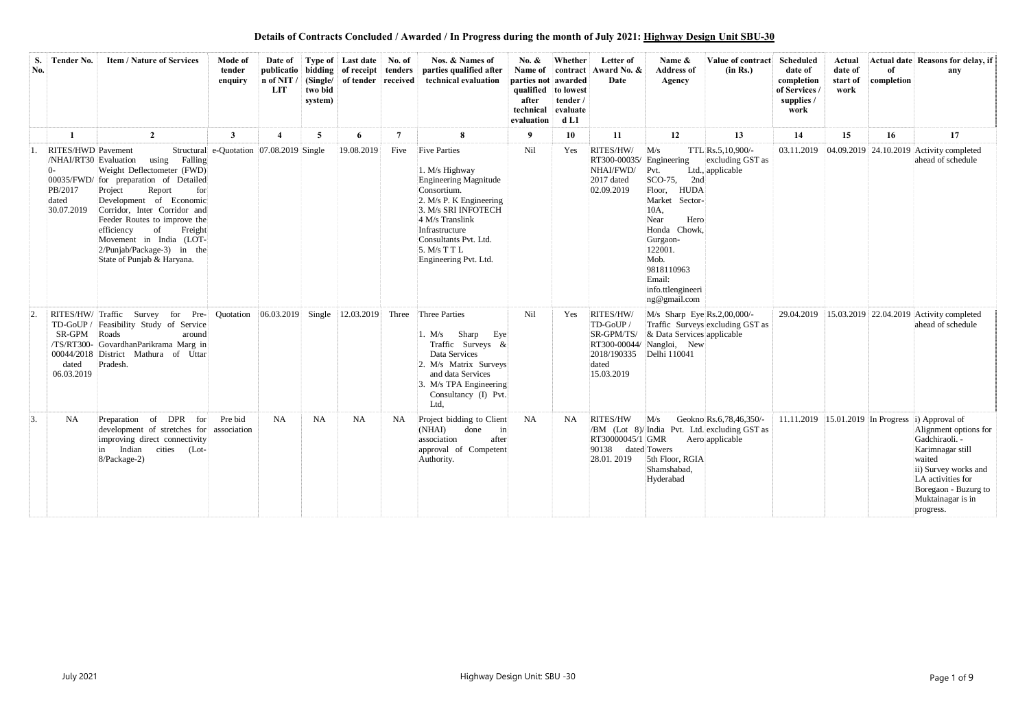## Details of Contracts Concluded / Awarded / In Progress during the month of July 2021: Highway Design Unit SBU-30

| S. No. | Tender No. | Item / Nature of Services | Mode of tender enquiry | Date of publication of NIT / LIT | Type of bidding (Single/ two bid system) | Last date of receipt of tender | No. of tenders received | Nos. & Names of parties qualified after technical evaluation | No. & Name of parties not qualified after technical evaluation | Whether contract awarded to lowest tender / evaluated L1 | Letter of Award No. & Date | Name & Address of Agency | Value of contract (in Rs.) | Scheduled date of completion of Services / supplies / work | Actual date of start of work | Actual date of completion | Reasons for delay, if any |
|---|---|---|---|---|---|---|---|---|---|---|---|---|---|---|---|---|---|
| | 1 | 2 | 3 | 4 | 5 | 6 | 7 | 8 | 9 | 10 | 11 | 12 | 13 | 14 | 15 | 16 | 17 |
| 1. | RITES/HWD/NHAI/RT300-00035/FWD/PB/2017 dated 30.07.2019 | Pavement Structural Evaluation using Falling Weight Deflectometer (FWD) for preparation of Detailed Project Report for Development of Economic Corridor, Inter Corridor and Feeder Routes to improve the efficiency of Freight Movement in India (LOT-2/Punjab/Package-3) in the State of Punjab & Haryana. | e-Quotation | 07.08.2019 | Single | 19.08.2019 | Five | Five Parties<br>1. M/s Highway Engineering Magnitude Consortium.<br>2. M/s P. K Engineering<br>3. M/s SRI INFOTECH<br>4 M/s Translink Infrastructure Consultants Pvt. Ltd.<br>5. M/s T T L Engineering Pvt. Ltd. | Nil | Yes | RITES/HW/RT300-00035/NHAI/FWD/2017 dated 02.09.2019 | M/s TTL Engineering Pvt. Ltd., SCO-75, 2nd Floor, HUDA Market Sector-10A, Near Hero Honda Chowk, Gurgaon-122001. Mob. 9818110963 Email: info.ttlengineering@gmail.com | Rs.5,10,900/- excluding GST as applicable | 03.11.2019 | 04.09.2019 | 24.10.2019 | Activity completed ahead of schedule |
| 2. | RITES/HW/TD-GoUP / SR-GPM /TS/RT300-00044/2018 dated 06.03.2019 | Traffic Survey for Pre-Feasibility Study of Service Roads around GovardhanParikrama Marg in District Mathura of Uttar Pradesh. | Quotation | 06.03.2019 | Single | 12.03.2019 | Three | Three Parties<br>1. M/s Sharp Eye Traffic Surveys & Data Services<br>2. M/s Matrix Surveys and data Services<br>3. M/s TPA Engineering Consultancy (I) Pvt. Ltd, | Nil | Yes | RITES/HW/TD-GoUP / SR-GPM/TS/RT300-00044/2018/190335 dated 15.03.2019 | M/s Sharp Eye Traffic Surveys & Data Services Nangloi, New Delhi 110041 | Rs.2,00,000/- excluding GST as applicable | 29.04.2019 | 15.03.2019 | 22.04.2019 | Activity completed ahead of schedule |
| 3. | NA | Preparation of DPR for development of stretches for improving direct connectivity in Indian cities (Lot-8/Package-2) | Pre bid association | NA | NA | NA | NA | Project bidding to Client (NHAI) done in association after approval of Competent Authority. | NA | NA | RITES/HW/BM (Lot 8)/RT30000045/190138 dated 28.01. 2019 | M/s Geokno India Pvt. Ltd. GMR Aero Towers 5th Floor, RGIA Shamshabad, Hyderabad | Rs.6,78,46,350/- excluding GST as applicable | 11.11.2019 | 15.01.2019 | In Progress | i) Approval of Alignment options for Gadchiraoli. - Karimnagar still waited<br>ii) Survey works and LA activities for Boregaon - Buzurg to Muktainagar is in progress. |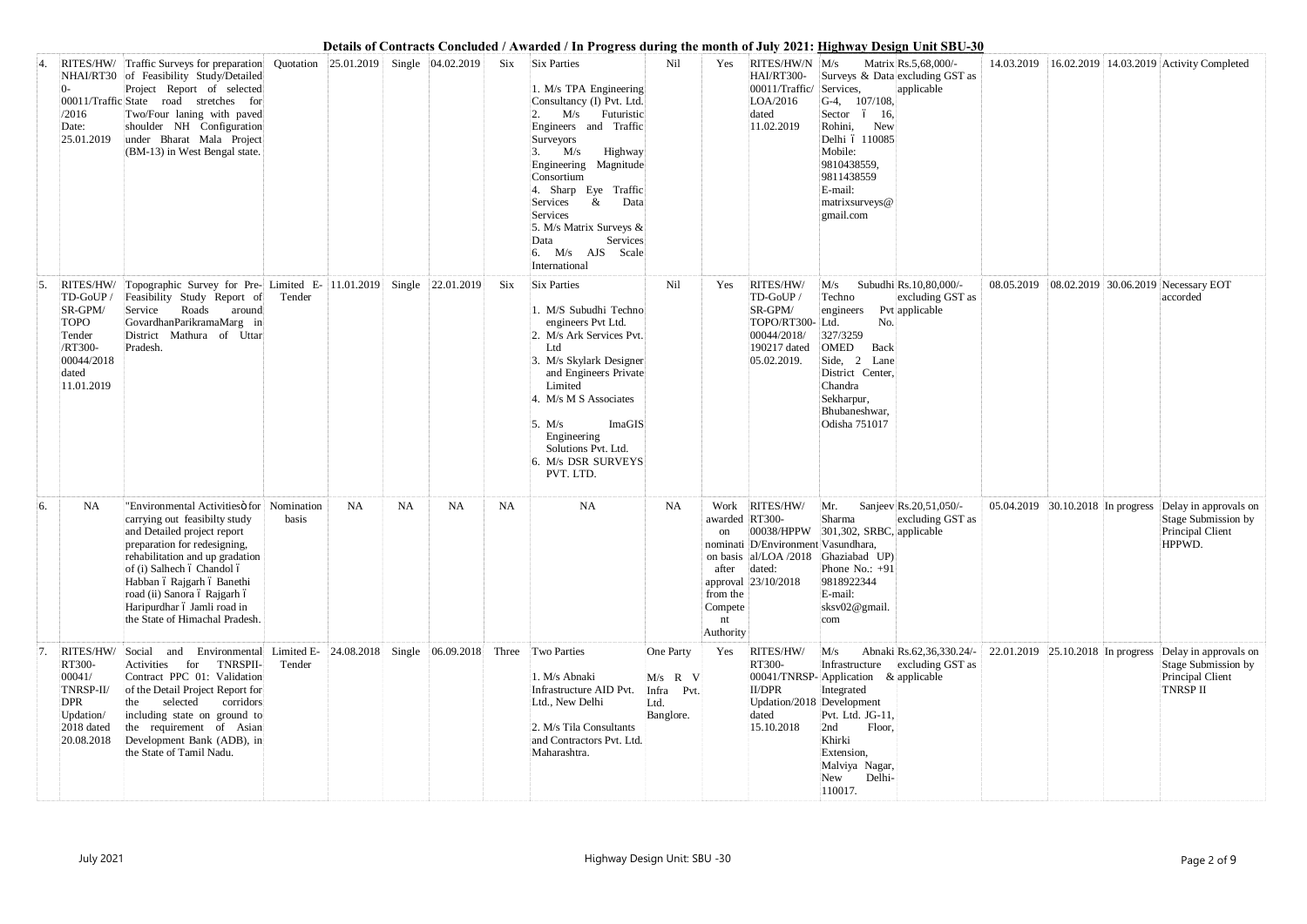## Details of Contracts Concluded / Awarded / In Progress during the month of July 2021: Highway Design Unit SBU-30

| 4. | RITES/HW/ NHAI/RT30 0-00011/Traffic /2016 Date: 25.01.2019 | Traffic Surveys for preparation of Feasibility Study/Detailed Project Report of selected State road stretches for Two/Four laning with paved shoulder NH Configuration under Bharat Mala Project (BM-13) in West Bengal state. | Quotation | 25.01.2019 | Single | 04.02.2019 | Six | Six Parties<br>1. M/s TPA Engineering Consultancy (I) Pvt. Ltd.<br>2. M/s Futuristic Engineers and Traffic Surveyors<br>3. M/s Highway Engineering Magnitude Consortium<br>4. Sharp Eye Traffic Services & Data Services<br>5. M/s Matrix Surveys & Data Services<br>6. M/s AJS Scale International | Nil | Yes | RITES/HW/N HAI/RT300-00011/Traffic/ LOA/2016 dated 11.02.2019 | M/s Matrix Surveys & Data Services, G-4, 107/108, Sector – 16, Rohini, New Delhi – 110085 Mobile: 9810438559, 9811438559 E-mail: matrixsurveys@gmail.com | Rs.5,68,000/- excluding GST as applicable | 14.03.2019 | 16.02.2019 | 14.03.2019 | Activity Completed |
|---|---|---|---|---|---|---|---|---|---|---|---|---|---|---|---|---|---|
| 5. | RITES/HW/ TD-GoUP / SR-GPM/ TOPO Tender /RT300-00044/2018 dated 11.01.2019 | Topographic Survey for Pre-Feasibility Study Report of Service Roads around GovardhanParikramaMarg in District Mathura of Uttar Pradesh. | Limited E-Tender | 11.01.2019 | Single | 22.01.2019 | Six | Six Parties<br>1. M/S Subudhi Techno engineers Pvt Ltd.<br>2. M/s Ark Services Pvt. Ltd<br>3. M/s Skylark Designer and Engineers Private Limited<br>4. M/s M S Associates<br>5. M/s ImaGIS Engineering Solutions Pvt. Ltd.<br>6. M/s DSR SURVEYS PVT. LTD. | Nil | Yes | RITES/HW/ TD-GoUP / SR-GPM/ TOPO/RT300-00044/2018/ 190217 dated 05.02.2019. | M/s Subudhi Techno engineers Pvt Ltd. No. 327/3259 OMED Back Side, 2 Lane District Center, Chandra Sekharpur, Bhubaneshwar, Odisha 751017 | Rs.10,80,000/- excluding GST as applicable | 08.05.2019 | 08.02.2019 | 30.06.2019 | Necessary EOT accorded |
| 6. | NA | "Environmental Activities" for carrying out feasibilty study and Detailed project report preparation for redesigning, rehabilitation and up gradation of (i) Salhech – Chandol – Habban – Rajgarh – Banethi road (ii) Sanora – Rajgarh – Haripurdhar – Jamli road in the State of Himachal Pradesh. | Nomination basis | NA | NA | NA | NA | NA | NA | Work awarded on nomination basis after approval from the Competent Authority | RITES/HW/ RT300-00038/HPPW D/Environmental/LOA /2018 dated: 23/10/2018 | Mr. Sanjeev Sharma 301,302, SRBC, Vasundhara, Ghaziabad UP) Phone No.: +91 9818922344 E-mail: sksv02@gmail.com | Rs.20,51,050/- excluding GST as applicable | 05.04.2019 | 30.10.2018 | In progress | Delay in approvals on Stage Submission by Principal Client HPPWD. |
| 7. | RITES/HW/ RT300-00041/ TNRSP-II/ DPR Updation/ 2018 dated 20.08.2018 | Social and Environmental Activities for TNRSPII-Contract PPC 01: Validation of the Detail Project Report for the selected corridors including state on ground to the requirement of Asian Development Bank (ADB), in the State of Tamil Nadu. | Limited E-Tender | 24.08.2018 | Single | 06.09.2018 | Three | Two Parties<br>1. M/s Abnaki Infrastructure AID Pvt. Ltd., New Delhi<br>2. M/s Tila Consultants and Contractors Pvt. Ltd. Maharashtra. | One Party<br>M/s R V Infra Pvt. Ltd. Banglore. | Yes | RITES/HW/ RT300-00041/TNRSP-II/DPR Updation/2018 dated 15.10.2018 | M/s Abnaki Infrastructure Application & Integrated Development Pvt. Ltd. JG-11, 2nd Floor, Khirki Extension, Malviya Nagar, New Delhi-110017. | Rs.62,36,330.24/- excluding GST as applicable | 22.01.2019 | 25.10.2018 | In progress | Delay in approvals on Stage Submission by Principal Client TNRSP II |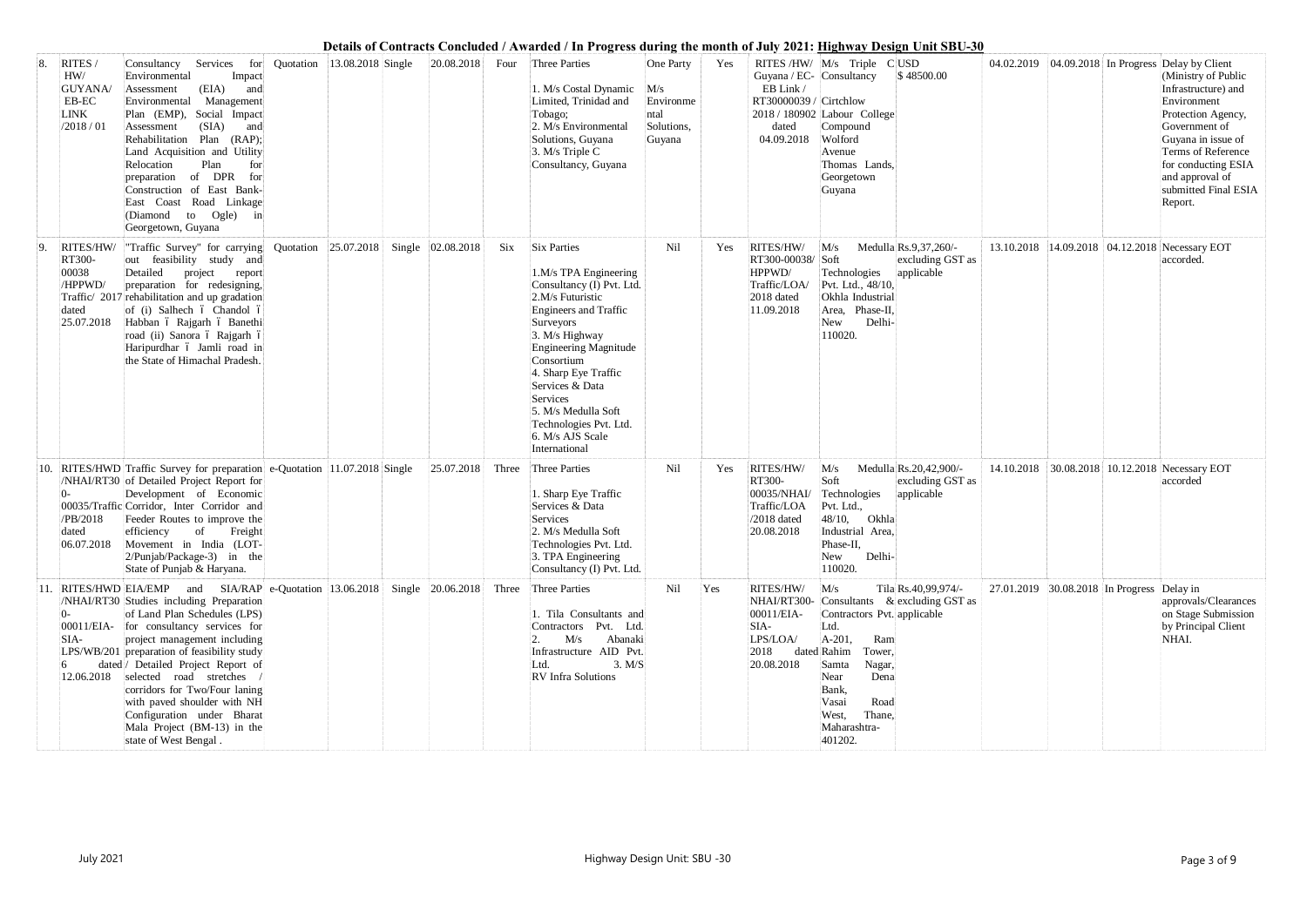**Details of Contracts Concluded / Awarded / In Progress during the month of July 2021: Highway Design Unit SBU-30**

| | | | | | | | | | | | | | | | | | |
|---|---|---|---|---|---|---|---|---|---|---|---|---|---|---|---|---|---|
| 8. | RITES / HW/ GUYANA/ EB-EC LINK /2018 / 01 | Consultancy Services for Environmental Impact Assessment (EIA) and Environmental Management Plan (EMP), Social Impact Assessment (SIA) and Rehabilitation Plan (RAP); Land Acquisition and Utility Relocation Plan for preparation of DPR for Construction of East Bank-East Coast Road Linkage (Diamond to Ogle) in Georgetown, Guyana | Quotation | 13.08.2018 | Single | 20.08.2018 | Four | Three Parties<br><br>1. M/s Costal Dynamic Limited, Trinidad and Tobago;<br>2. M/s Environmental Solutions, Guyana<br>3. M/s Triple C Consultancy, Guyana | One Party<br><br>M/s Environmental Solutions, Guyana | Yes | RITES /HW/ Guyana / EC-EB Link / RT30000039 / 2018 / 180902 dated 04.09.2018 | M/s Triple C Consultancy Cirtchlow Labour College Compound Wolford Avenue Thomas Lands, Georgetown Guyana | USD $ 48500.00 | 04.02.2019 | 04.09.2018 | In Progress | Delay by Client (Ministry of Public Infrastructure) and Environment Protection Agency, Government of Guyana in issue of Terms of Reference for conducting ESIA and approval of submitted Final ESIA Report. |
| 9. | RITES/HW/ RT300-00038 /HPPWD/ Traffic/ 2017 dated 25.07.2018 | "Traffic Survey" for carrying out feasibility study and Detailed project report preparation for redesigning, rehabilitation and up gradation of (i) Salhech – Chandol – Habban – Rajgarh – Banethi road (ii) Sanora – Rajgarh – Haripurdhar – Jamli road in the State of Himachal Pradesh. | Quotation | 25.07.2018 | Single | 02.08.2018 | Six | Six Parties<br><br>1.M/s TPA Engineering Consultancy (I) Pvt. Ltd.<br>2.M/s Futuristic Engineers and Traffic Surveyors<br>3. M/s Highway Engineering Magnitude Consortium<br>4. Sharp Eye Traffic Services & Data Services<br>5. M/s Medulla Soft Technologies Pvt. Ltd.<br>6. M/s AJS Scale International | Nil | Yes | RITES/HW/ RT300-00038/ HPPWD/ Traffic/LOA/ 2018 dated 11.09.2018 | M/s Medulla Soft Technologies Pvt. Ltd., 48/10, Okhla Industrial Area, Phase-II, New Delhi-110020. | Rs.9,37,260/- excluding GST as applicable | 13.10.2018 | 14.09.2018 | 04.12.2018 | Necessary EOT accorded. |
| 10. | RITES/HWD /NHAI/RT30 0-00035/Traffic /PB/2018 dated 06.07.2018 | Traffic Survey for preparation of Detailed Project Report for Development of Economic Corridor, Inter Corridor and Feeder Routes to improve the efficiency of Freight Movement in India (LOT-2/Punjab/Package-3) in the State of Punjab & Haryana. | e-Quotation | 11.07.2018 | Single | 25.07.2018 | Three | Three Parties<br><br>1. Sharp Eye Traffic Services & Data Services<br>2. M/s Medulla Soft Technologies Pvt. Ltd.<br>3. TPA Engineering Consultancy (I) Pvt. Ltd. | Nil | Yes | RITES/HW/ RT300-00035/NHAI/ Traffic/LOA /2018 dated 20.08.2018 | M/s Medulla Soft Technologies Pvt. Ltd., 48/10, Okhla Industrial Area, Phase-II, New Delhi-110020. | Rs.20,42,900/- excluding GST as applicable | 14.10.2018 | 30.08.2018 | 10.12.2018 | Necessary EOT accorded |
| 11. | RITES/HWD /NHAI/RT30 0-00011/EIA-SIA-LPS/WB/2016 dated 12.06.2018 | EIA/EMP and SIA/RAP Studies including Preparation of Land Plan Schedules (LPS) for consultancy services for project management including preparation of feasibility study / Detailed Project Report of selected road stretches / corridors for Two/Four laning with paved shoulder with NH Configuration under Bharat Mala Project (BM-13) in the state of West Bengal . | e-Quotation | 13.06.2018 | Single | 20.06.2018 | Three | Three Parties<br><br>1. Tila Consultants and Contractors Pvt. Ltd.<br>2. M/s Abanaki Infrastructure AID Pvt. Ltd.<br>3. M/S RV Infra Solutions | Nil | Yes | RITES/HW/ NHAI/RT300-00011/EIA-SIA-LPS/LOA/ 2018 dated 20.08.2018 | M/s Tila Consultants & Contractors Pvt. Ltd. A-201, Ram Rahim Tower, Samta Nagar, Near Dena Bank, Vasai Road West, Thane, Maharashtra-401202. | Rs.40,99,974/- excluding GST as applicable | 27.01.2019 | 30.08.2018 | In Progress | Delay in approvals/Clearances on Stage Submission by Principal Client NHAI. |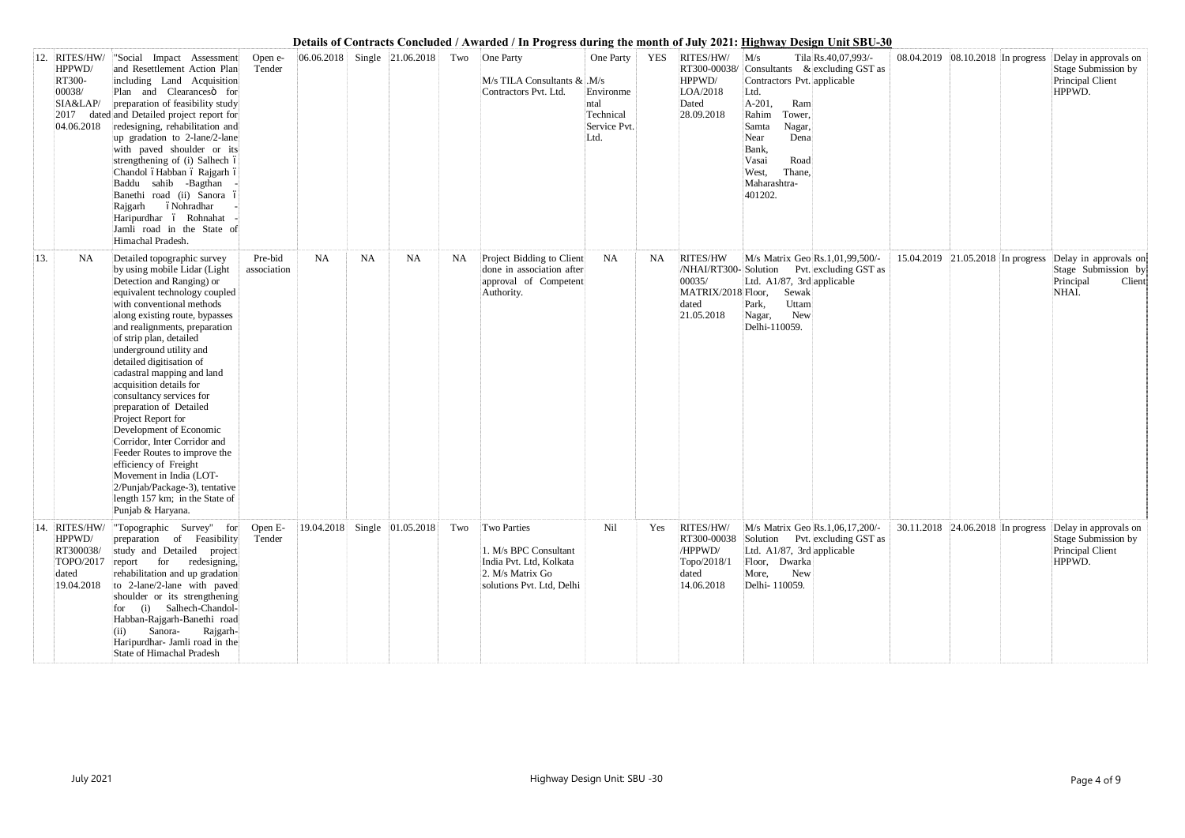**Details of Contracts Concluded / Awarded / In Progress during the month of July 2021: Highway Design Unit SBU-30**

| | | | | | | | | | | | | | | | | | |
|---|---|---|---|---|---|---|---|---|---|---|---|---|---|---|---|---|---|
| 12. | RITES/HW/ HPPWD/ RT300-00038/ SIA&LAP/ 2017 dated 04.06.2018 | "Social Impact Assessment and Resettlement Action Plan including Land Acquisition Plan and Clearancesö for preparation of feasibility study and Detailed project report for redesigning, rehabilitation and up gradation to 2-lane/2-lane with paved shoulder or its strengthening of (i) Salhech ó Chandol ó Habban ó Rajgarh ó Baddu sahib -Bagthan - Banethi road (ii) Sanora ó Rajgarh ó Nohradhar - Haripurdhar ó Rohnahat - Jamli road in the State of Himachal Pradesh. | Open e-Tender | 06.06.2018 | Single | 21.06.2018 | Two | One Party<br>M/s TILA Consultants & Contractors Pvt. Ltd. | One Party<br>.M/s Environmental Technical Service Pvt. Ltd. | YES | RITES/HW/ RT300-00038/ HPPWD/ LOA/2018 Dated 28.09.2018 | M/s Tila Consultants & Contractors Pvt. Ltd. A-201, Ram Rahim Tower, Samta Nagar, Near Dena Bank, Vasai Road West, Thane, Maharashtra-401202. | Rs.40,07,993/- excluding GST as applicable | 08.04.2019 | 08.10.2018 | In progress | Delay in approvals on Stage Submission by Principal Client HPPWD. |
| 13. | NA | Detailed topographic survey by using mobile Lidar (Light Detection and Ranging) or equivalent technology coupled with conventional methods along existing route, bypasses and realignments, preparation of strip plan, detailed underground utility and detailed digitisation of cadastral mapping and land acquisition details for consultancy services for preparation of Detailed Project Report for Development of Economic Corridor, Inter Corridor and Feeder Routes to improve the efficiency of Freight Movement in India (LOT-2/Punjab/Package-3), tentative length 157 km; in the State of Punjab & Haryana. | Pre-bid association | NA | NA | NA | NA | Project Bidding to Client done in association after approval of Competent Authority. | NA | NA | RITES/HW /NHAI/RT300-00035/ MATRIX/2018 dated 21.05.2018 | M/s Matrix Geo Solution Pvt. Ltd. A1/87, 3rd Floor, Sewak Park, Uttam Nagar, New Delhi-110059. | Rs.1,01,99,500/- excluding GST as applicable | 15.04.2019 | 21.05.2018 | In progress | Delay in approvals on Stage Submission by Principal Client NHAI. |
| 14. | RITES/HW/ HPPWD/ RT300038/ TOPO/2017 dated 19.04.2018 | "Topographic Survey" for preparation of Feasibility study and Detailed project report for redesigning, rehabilitation and up gradation to 2-lane/2-lane with paved shoulder or its strengthening for (i) Salhech-Chandol-Habban-Rajgarh-Banethi road (ii) Sanora- Rajgarh-Haripurdhar- Jamli road in the State of Himachal Pradesh | Open E-Tender | 19.04.2018 | Single | 01.05.2018 | Two | Two Parties<br>1. M/s BPC Consultant India Pvt. Ltd, Kolkata<br>2. M/s Matrix Go solutions Pvt. Ltd, Delhi | Nil | Yes | RITES/HW/ RT300-00038 /HPPWD/ Topo/2018/1 dated 14.06.2018 | M/s Matrix Geo Solution Pvt. Ltd. A1/87, 3rd Floor, Dwarka More, New Delhi- 110059. | Rs.1,06,17,200/- excluding GST as applicable | 30.11.2018 | 24.06.2018 | In progress | Delay in approvals on Stage Submission by Principal Client HPPWD. |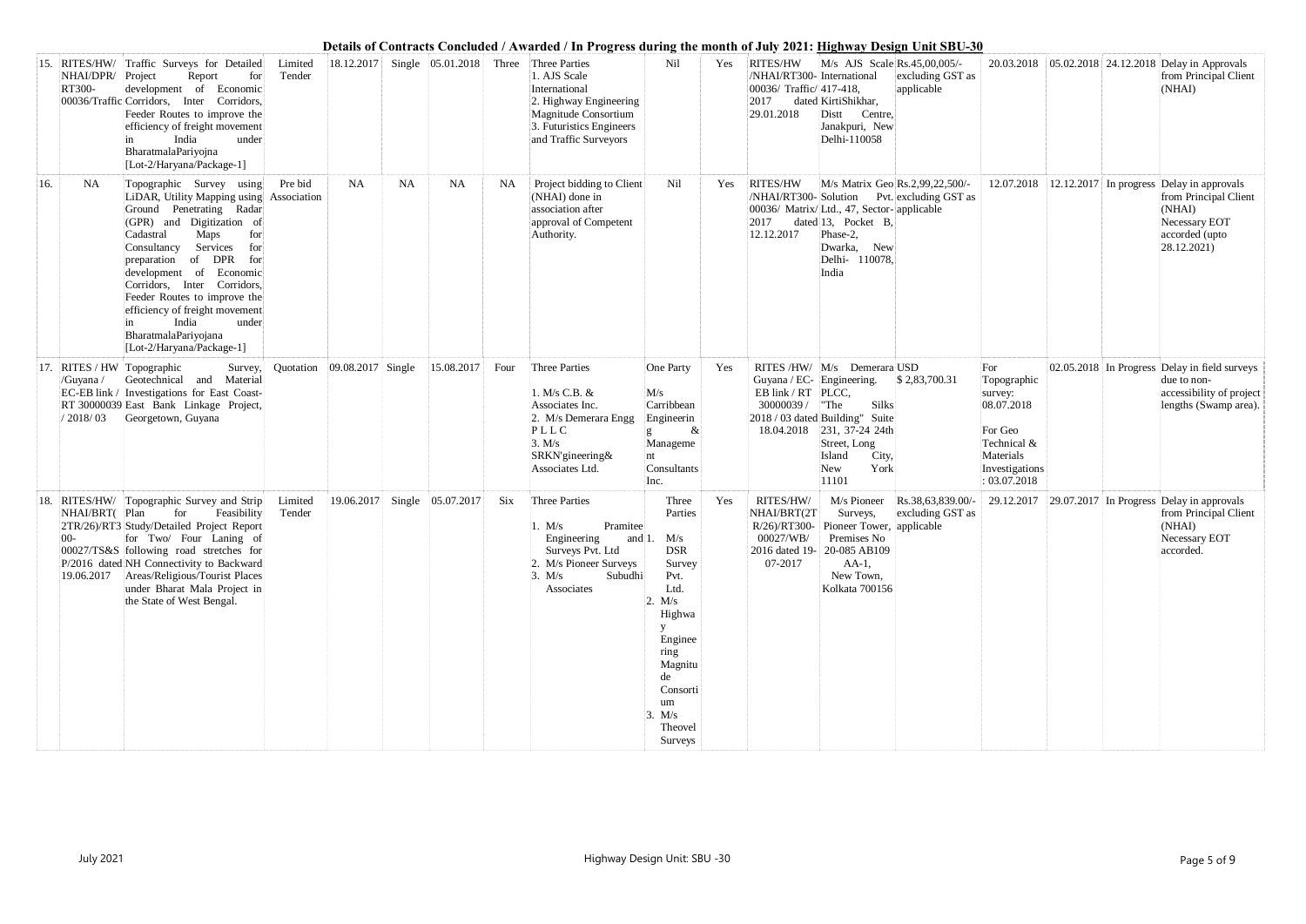**Details of Contracts Concluded / Awarded / In Progress during the month of July 2021: Highway Design Unit SBU-30**

| 15. | RITES/HW/ NHAI/DPR/ RT300-00036/Traffic | Traffic Surveys for Detailed Project Report for development of Economic Corridors, Inter Corridors, Feeder Routes to improve the efficiency of freight movement in India under BharatmalaPariyojna [Lot-2/Haryana/Package-1] | Limited Tender | 18.12.2017 | Single | 05.01.2018 | Three | Three Parties 1. AJS Scale International 2. Highway Engineering Magnitude Consortium 3. Futuristics Engineers and Traffic Surveyors | Nil | Yes | RITES/HW /NHAI/RT300-00036/ Traffic/ 2017 dated 29.01.2018 | M/s AJS Scale International 417-418, KirtiShikhar, Distt Centre, Janakpuri, New Delhi-110058 | Rs.45,00,005/- excluding GST as applicable | 20.03.2018 | 05.02.2018 | 24.12.2018 | Delay in Approvals from Principal Client (NHAI) |
|---|---|---|---|---|---|---|---|---|---|---|---|---|---|---|---|---|---|
| 16. | NA | Topographic Survey using LiDAR, Utility Mapping using Ground Penetrating Radar (GPR) and Digitization of Cadastral Maps for Consultancy Services for preparation of DPR for development of Economic Corridors, Inter Corridors, Feeder Routes to improve the efficiency of freight movement in India under BharatmalaPariyojana [Lot-2/Haryana/Package-1] | Pre bid Association | NA | NA | NA | NA | Project bidding to Client (NHAI) done in association after approval of Competent Authority. | Nil | Yes | RITES/HW /NHAI/RT300-00036/ Matrix/ 2017 dated 12.12.2017 | M/s Matrix Geo Solution Pvt. Ltd., 47, Sector-13, Pocket B, Phase-2, Dwarka, New Delhi- 110078, India | Rs.2,99,22,500/- excluding GST as applicable | 12.07.2018 | 12.12.2017 | In progress | Delay in approvals from Principal Client (NHAI) Necessary EOT accorded (upto 28.12.2021) |
| 17. | RITES / HW /Guyana / EC-EB link / RT 30000039 / 2018/ 03 | Topographic Survey, Geotechnical and Material Investigations for East Coast-East Bank Linkage Project, Georgetown, Guyana | Quotation | 09.08.2017 | Single | 15.08.2017 | Four | Three Parties 1. M/s C.B. & Associates Inc. 2. M/s Demerara Engg PLLC 3. M/s SRKN'gineering& Associates Ltd. | One Party M/s Carribbean Engineering & Management Consultants Inc. | Yes | RITES /HW/ Guyana / EC-EB link / RT 30000039 / 2018 / 03 dated 18.04.2018 | M/s Demerara Engineering. PLCC, "The Silks Building" Suite 231, 37-24 24th Street, Long Island City, New York 11101 | USD $ 2,83,700.31 | For Topographic survey: 08.07.2018 For Geo Technical & Materials Investigations : 03.07.2018 | 02.05.2018 | In Progress | Delay in field surveys due to non-accessibility of project lengths (Swamp area). |
| 18. | RITES/HW/ NHAI/BRT(2TR/26)/RT300-00027/TS&SP/2016 dated 19.06.2017 | Topographic Survey and Strip Plan for Feasibility Study/Detailed Project Report for Two/ Four Laning of following road stretches for NH Connectivity to Backward Areas/Religious/Tourist Places under Bharat Mala Project in the State of West Bengal. | Limited Tender | 19.06.2017 | Single | 05.07.2017 | Six | Three Parties 1. M/s Pramitee Engineering and Surveys Pvt. Ltd 2. M/s Pioneer Surveys 3. M/s Subudhi Associates | Three Parties 1. M/s DSR Survey Pvt. Ltd. 2. M/s Highway Engineering Magnitude Consortium 3. M/s Theovel Surveys | Yes | RITES/HW/ NHAI/BRT(2T R/26)/RT300-00027/WB/ 2016 dated 19-07-2017 | M/s Pioneer Surveys, Pioneer Tower, Premises No 20-085 AB109 AA-1, New Town, Kolkata 700156 | Rs.38,63,839.00/- excluding GST as applicable | 29.12.2017 | 29.07.2017 | In Progress | Delay in approvals from Principal Client (NHAI) Necessary EOT accorded. |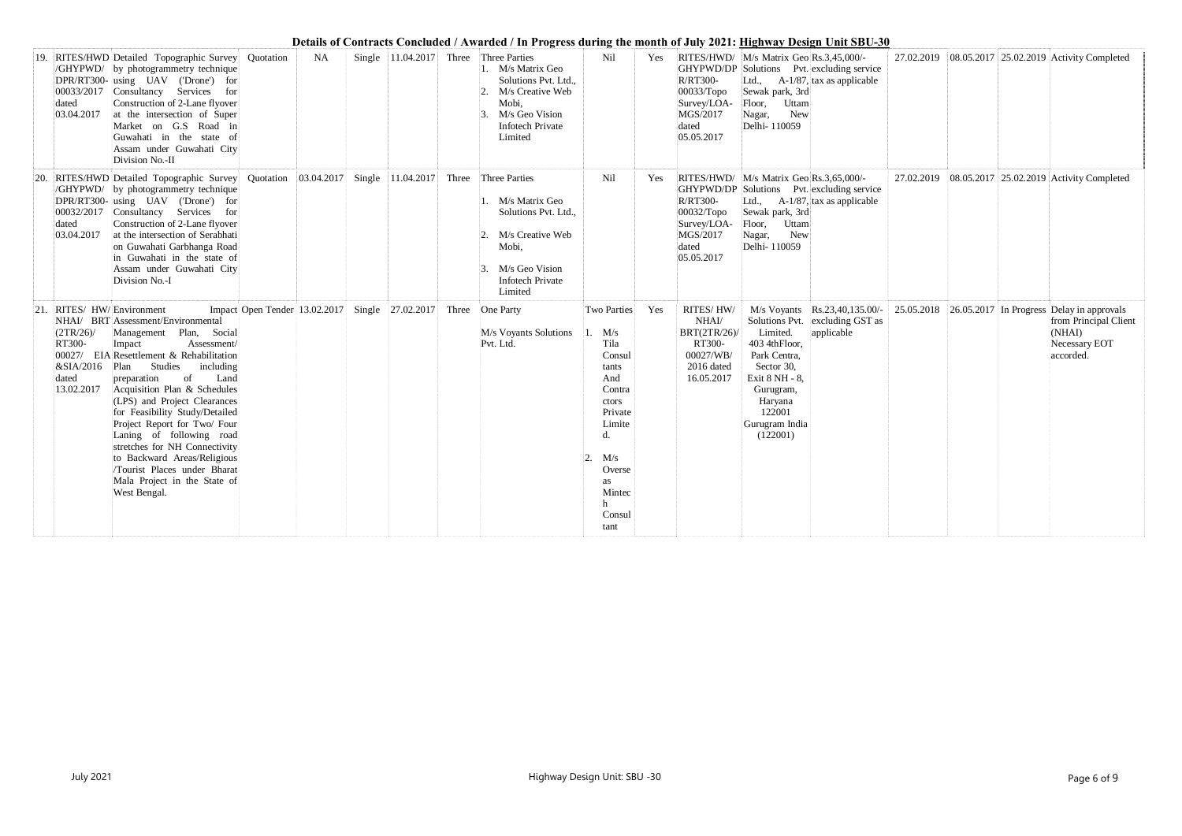**Details of Contracts Concluded / Awarded / In Progress during the month of July 2021: Highway Design Unit SBU-30**

| | | | | | | | | | | | | | | | | | | |
|---|---|---|---|---|---|---|---|---|---|---|---|---|---|---|---|---|---|---|
| 19. | RITES/HWD /GHYPWD/ DPR/RT300-00033/2017 dated 03.04.2017 | Detailed Topographic Survey by photogrammetry technique using UAV ('Drone') for Consultancy Services for Construction of 2-Lane flyover at the intersection of Super Market on G.S Road in Guwahati in the state of Assam under Guwahati City Division No.-II | Quotation | NA | Single | 11.04.2017 | Three | Three Parties 1. M/s Matrix Geo Solutions Pvt. Ltd., 2. M/s Creative Web Mobi, 3. M/s Geo Vision Infotech Private Limited | Nil | Yes | RITES/HWD/ GHYPWD/DP R/RT300-00033/Topo Survey/LOA-MGS/2017 dated 05.05.2017 | M/s Matrix Geo Solutions Pvt. Ltd., A-1/87, Sewak park, 3rd Floor, Uttam Nagar, New Delhi- 110059 | Rs.3,45,000/- excluding service tax as applicable | 27.02.2019 | 08.05.2017 | 25.02.2019 | Activity Completed |
| 20. | RITES/HWD /GHYPWD/ DPR/RT300-00032/2017 dated 03.04.2017 | Detailed Topographic Survey by photogrammetry technique using UAV ('Drone') for Consultancy Services for Construction of 2-Lane flyover at the intersection of Serabhati on Guwahati Garbhanga Road in Guwahati in the state of Assam under Guwahati City Division No.-I | Quotation | 03.04.2017 | Single | 11.04.2017 | Three | Three Parties 1. M/s Matrix Geo Solutions Pvt. Ltd., 2. M/s Creative Web Mobi, 3. M/s Geo Vision Infotech Private Limited | Nil | Yes | RITES/HWD/ GHYPWD/DP R/RT300-00032/Topo Survey/LOA-MGS/2017 dated 05.05.2017 | M/s Matrix Geo Solutions Pvt. Ltd., A-1/87, Sewak park, 3rd Floor, Uttam Nagar, New Delhi- 110059 | Rs.3,65,000/- excluding service tax as applicable | 27.02.2019 | 08.05.2017 | 25.02.2019 | Activity Completed |
| 21. | RITES/ HW/ NHAI/ BRT (2TR/26)/ RT300-00027/ EIA &SIA/2016 dated 13.02.2017 | Environment Impact Assessment/Environmental Management Plan, Social Impact Assessment/ Resettlement & Rehabilitation Plan Studies including preparation of Land Acquisition Plan & Schedules (LPS) and Project Clearances for Feasibility Study/Detailed Project Report for Two/ Four Laning of following road stretches for NH Connectivity to Backward Areas/Religious /Tourist Places under Bharat Mala Project in the State of West Bengal. | Open Tender | 13.02.2017 | Single | 27.02.2017 | Three | One Party M/s Voyants Solutions Pvt. Ltd. | Two Parties 1. M/s Tila Consultants And Contractors Private Limited. 2. M/s Overseas Mintech Consultant | Yes | RITES/ HW/ NHAI/ BRT(2TR/26)/ RT300-00027/WB/ 2016 dated 16.05.2017 | M/s Voyants Solutions Pvt. Limited. 403 4thFloor, Park Centra, Sector 30, Exit 8 NH - 8, Gurugram, Haryana 122001 Gurugram India (122001) | Rs.23,40,135.00/- excluding GST as applicable | 25.05.2018 | 26.05.2017 | In Progress | Delay in approvals from Principal Client (NHAI) Necessary EOT accorded. |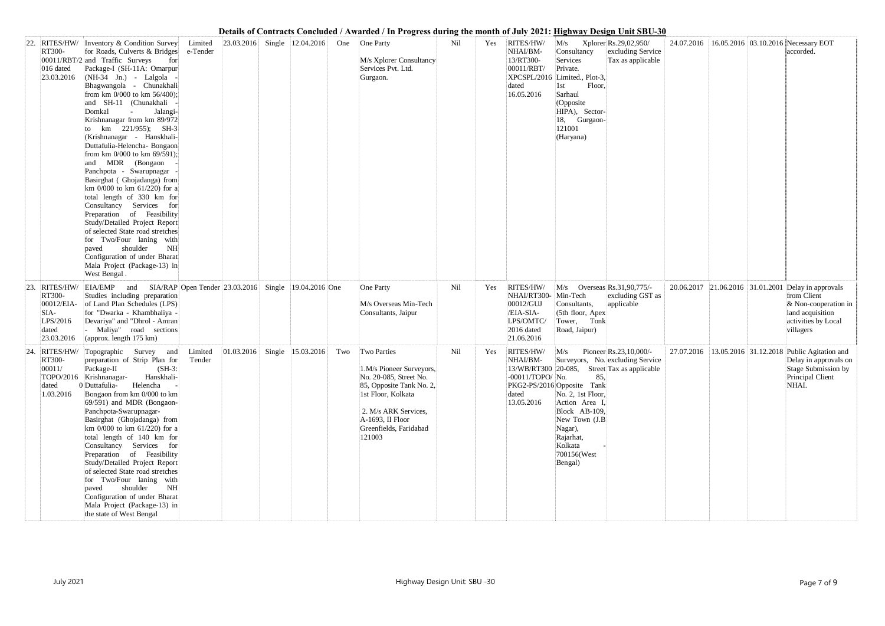**Details of Contracts Concluded / Awarded / In Progress during the month of July 2021: Highway Design Unit SBU-30**

| | | | | | | | | | | | | | | | | | | |
|---|---|---|---|---|---|---|---|---|---|---|---|---|---|---|---|---|---|---|
| 22. | RITES/HW/ RT300- 00011/RBT/2 016 dated 23.03.2016 | Inventory & Condition Survey for Roads, Culverts & Bridges and Traffic Surveys for Package-I (SH-11A: Omarpur (NH-34 Jn.) - Lalgola - Bhagwangola - Chunakhali from km 0/000 to km 56/400); and SH-11 (Chunakhali - Domkal - Jalangi- Krishnanagar from km 89/972 to km 221/955); SH-3 (Krishnanagar - Hanskhali- Duttafulia-Helencha- Bongaon from km 0/000 to km 69/591); and MDR (Bongaon - Panchpota - Swarupnagar - Basirghat ( Ghojadanga) from km 0/000 to km 61/220) for a total length of 330 km for Consultancy Services for Preparation of Feasibility Study/Detailed Project Report of selected State road stretches for Two/Four laning with paved shoulder NH Configuration of under Bharat Mala Project (Package-13) in West Bengal . | Limited e-Tender | 23.03.2016 | Single | 12.04.2016 | One | One Party<br><br>M/s Xplorer Consultancy Services Pvt. Ltd. Gurgaon. | Nil | Yes | RITES/HW/ NHAI/BM- 13/RT300- 00011/RBT/ XPCSPL/2016 dated 16.05.2016 | M/s Xplorer Consultancy Services Private. Limited., Plot-3, 1st Floor, Sarhaul (Opposite HIPA), Sector- 18, Gurgaon- 121001 (Haryana) | Rs.29,02,950/ excluding Service Tax as applicable | 24.07.2016 | 16.05.2016 | 03.10.2016 | Necessary EOT accorded. |
| 23. | RITES/HW/ RT300- 00012/EIA- SIA- LPS/2016 dated 23.03.2016 | EIA/EMP and SIA/RAP Studies including preparation of Land Plan Schedules (LPS) for "Dwarka - Khambhaliya - Devariya" and "Dhrol - Amran - Maliya" road sections (approx. length 175 km) | Open Tender | 23.03.2016 | Single | 19.04.2016 | One | One Party<br><br>M/s Overseas Min-Tech Consultants, Jaipur | Nil | Yes | RITES/HW/ NHAI/RT300- 00012/GUJ /EIA-SIA- LPS/OMTC/ 2016 dated 21.06.2016 | M/s Overseas Min-Tech Consultants, (5th floor, Apex Tower, Tonk Road, Jaipur) | Rs.31,90,775/- excluding GST as applicable | 20.06.2017 | 21.06.2016 | 31.01.2001 | Delay in approvals from Client & Non-cooperation in land acquisition activities by Local villagers |
| 24. | RITES/HW/ RT300- 00011/ TOPO/2016 dated 01.03.2016 | Topographic Survey and preparation of Strip Plan for Package-II (SH-3: Krishnanagar- Hanskhali- Duttafulia- Helencha - Bongaon from km 0/000 to km 69/591) and MDR (Bongaon- Panchpota-Swarupnagar- Basirghat (Ghojadanga) from km 0/000 to km 61/220) for a total length of 140 km for Consultancy Services for Preparation of Feasibility Study/Detailed Project Report of selected State road stretches for Two/Four laning with paved shoulder NH Configuration of under Bharat Mala Project (Package-13) in the state of West Bengal | Limited Tender | 01.03.2016 | Single | 15.03.2016 | Two | Two Parties<br><br>1.M/s Pioneer Surveyors, No. 20-085, Street No. 85, Opposite Tank No. 2, 1st Floor, Kolkata<br><br>2. M/s ARK Services, A-1693, II Floor Greenfields, Faridabad 121003 | Nil | Yes | RITES/HW/ NHAI/BM- 13/WB/RT300 -00011/TOPO/ PKG2-PS/2016 dated 13.05.2016 | M/s Pioneer Surveyors, No. 20-085, Street No. 85, Opposite Tank No. 2, 1st Floor, Action Area I, Block AB-109, New Town (J.B Nagar), Rajarhat, Kolkata - 700156(West Bengal) | Rs.23,10,000/- excluding Service Tax as applicable | 27.07.2016 | 13.05.2016 | 31.12.2018 | Public Agitation and Delay in approvals on Stage Submission by Principal Client NHAI. |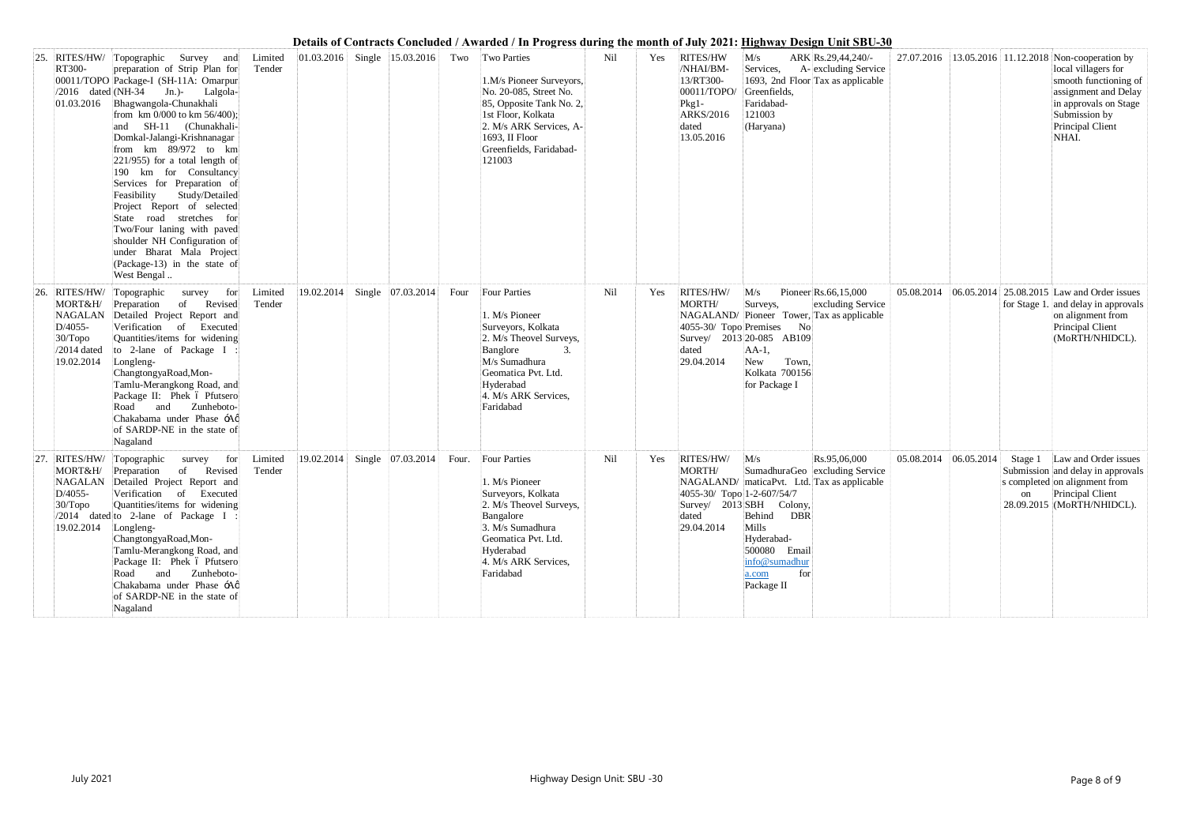**Details of Contracts Concluded / Awarded / In Progress during the month of July 2021: Highway Design Unit SBU-30**

| 25. | RITES/HW/ RT300-00011/TOPO /2016 dated 01.03.2016 | Topographic Survey and preparation of Strip Plan for Package-I (SH-11A: Omarpur (NH-34 Jn.)- Lalgola-Bhagwangola-Chunakhali from km 0/000 to km 56/400); and SH-11 (Chunakhali-Domkal-Jalangi-Krishnanagar from km 89/972 to km 221/955) for a total length of 190 km for Consultancy Services for Preparation of Feasibility Study/Detailed Project Report of selected State road stretches for Two/Four laning with paved shoulder NH Configuration of under Bharat Mala Project (Package-13) in the state of West Bengal .. | Limited Tender | 01.03.2016 | Single | 15.03.2016 | Two | Two Parties<br><br>1.M/s Pioneer Surveyors, No. 20-085, Street No. 85, Opposite Tank No. 2, 1st Floor, Kolkata<br>2. M/s ARK Services, A-1693, II Floor Greenfields, Faridabad-121003 | Nil | Yes | RITES/HW /NHAI/BM-13/RT300-00011/TOPO/ Pkg1-ARKS/2016 dated 13.05.2016 | M/s ARK Services, A-1693, 2nd Floor Greenfields, Faridabad-121003 (Haryana) | Rs.29,44,240/- excluding Service Tax as applicable | 27.07.2016 | 13.05.2016 | 11.12.2018 | Non-cooperation by local villagers for smooth functioning of assignment and Delay in approvals on Stage Submission by Principal Client NHAI. |
|---|---|---|---|---|---|---|---|---|---|---|---|---|---|---|---|---|---|
| 26. | RITES/HW/ MORT&H/ NAGALAN D/4055-30/Topo /2014 dated 19.02.2014 | Topographic survey for Preparation of Revised Detailed Project Report and Verification of Executed Quantities/items for widening to 2-lane of Package I : Longleng-ChangtongyaRoad,Mon-Tamlu-Merangkong Road, and Package II: Phek ó Pfutsero Road and Zunheboto-Chakabama under Phase óAô of SARDP-NE in the state of Nagaland | Limited Tender | 19.02.2014 | Single | 07.03.2014 | Four | Four Parties<br><br>1. M/s Pioneer Surveyors, Kolkata<br>2. M/s Theovel Surveys, Banglore 3. M/s Sumadhura Geomatica Pvt. Ltd. Hyderabad<br>4. M/s ARK Services, Faridabad | Nil | Yes | RITES/HW/ MORTH/ NAGALAND/ 4055-30/ Topo Survey/ 2013 dated 29.04.2014 | M/s Pioneer Surveys, Pioneer Tower, Premises No 20-085 AB109 AA-1, New Town, Kolkata 700156 for Package I | Rs.66,15,000 excluding Service Tax as applicable | 05.08.2014 | 06.05.2014 | 25.08.2015 for Stage 1. | Law and Order issues and delay in approvals on alignment from Principal Client (MoRTH/NHIDCL). |
| 27. | RITES/HW/ MORT&H/ NAGALAN D/4055-30/Topo /2014 dated 19.02.2014 | Topographic survey for Preparation of Revised Detailed Project Report and Verification of Executed Quantities/items for widening to 2-lane of Package I : Longleng-ChangtongyaRoad,Mon-Tamlu-Merangkong Road, and Package II: Phek ó Pfutsero Road and Zunheboto-Chakabama under Phase óAô of SARDP-NE in the state of Nagaland | Limited Tender | 19.02.2014 | Single | 07.03.2014 | Four. | Four Parties<br><br>1. M/s Pioneer Surveyors, Kolkata<br>2. M/s Theovel Surveys, Bangalore<br>3. M/s Sumadhura Geomatica Pvt. Ltd. Hyderabad<br>4. M/s ARK Services, Faridabad | Nil | Yes | RITES/HW/ MORTH/ NAGALAND/ 4055-30/ Topo Survey/ 2013 dated 29.04.2014 | M/s SumadhuraGeo maticaPvt. Ltd. 1-2-607/54/7 SBH Colony, Behind DBR Mills Hyderabad-500080 Email info@sumadhura.com for Package II | Rs.95,06,000 excluding Service Tax as applicable | 05.08.2014 | 06.05.2014 | Stage 1 Submission s completed on 28.09.2015 | Law and Order issues and delay in approvals on alignment from Principal Client (MoRTH/NHIDCL). |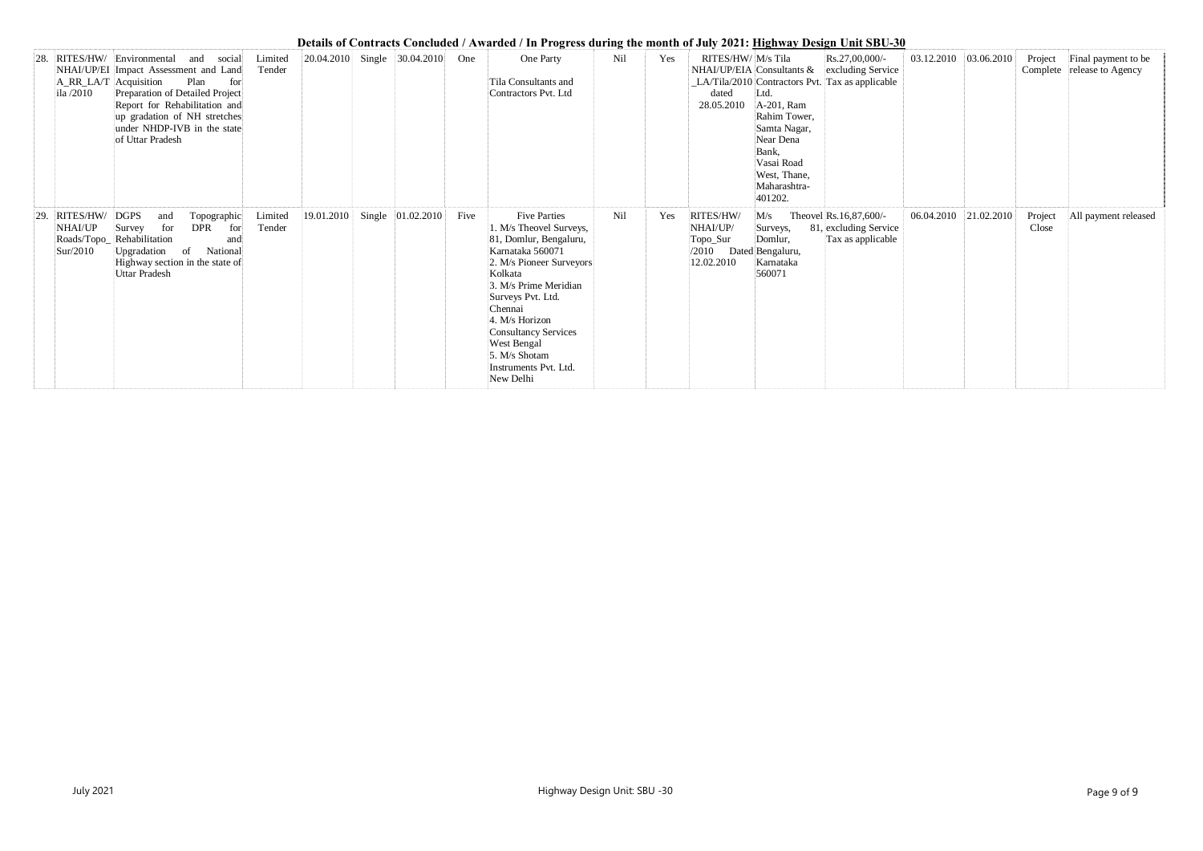**Details of Contracts Concluded / Awarded / In Progress during the month of July 2021: Highway Design Unit SBU-30**

| | | | | | | | | | | | | | | | | | |
|---|---|---|---|---|---|---|---|---|---|---|---|---|---|---|---|---|---|
| 28. | RITES/HW/ NHAI/UP/EI A_RR_LA/T ila /2010 | Environmental and social Impact Assessment and Land Acquisition Plan for Preparation of Detailed Project Report for Rehabilitation and up gradation of NH stretches under NHDP-IVB in the state of Uttar Pradesh | Limited Tender | 20.04.2010 | Single | 30.04.2010 | One | One Party<br><br>Tila Consultants and Contractors Pvt. Ltd | Nil | Yes | RITES/HW/ NHAI/UP/EIA _LA/Tila/2010 dated 28.05.2010 | M/s Tila Consultants & Contractors Pvt. Ltd. A-201, Ram Rahim Tower, Samta Nagar, Near Dena Bank, Vasai Road West, Thane, Maharashtra-401202. | Rs.27,00,000/- excluding Service Tax as applicable | 03.12.2010 | 03.06.2010 | Project Complete | Final payment to be release to Agency |
| 29. | RITES/HW/ NHAI/UP Roads/Topo_ Sur/2010 | DGPS and Topographic Survey for DPR for Rehabilitation and Upgradation of National Highway section in the state of Uttar Pradesh | Limited Tender | 19.01.2010 | Single | 01.02.2010 | Five | Five Parties<br>1. M/s Theovel Surveys, 81, Domlur, Bengaluru, Karnataka 560071<br>2. M/s Pioneer Surveyors Kolkata<br>3. M/s Prime Meridian Surveys Pvt. Ltd. Chennai<br>4. M/s Horizon Consultancy Services West Bengal<br>5. M/s Shotam Instruments Pvt. Ltd. New Delhi | Nil | Yes | RITES/HW/ NHAI/UP/ Topo_Sur /2010 Dated 12.02.2010 | M/s Theovel Surveys, 81, Domlur, Bengaluru, Karnataka 560071 | Rs.16,87,600/- excluding Service Tax as applicable | 06.04.2010 | 21.02.2010 | Project Close | All payment released |